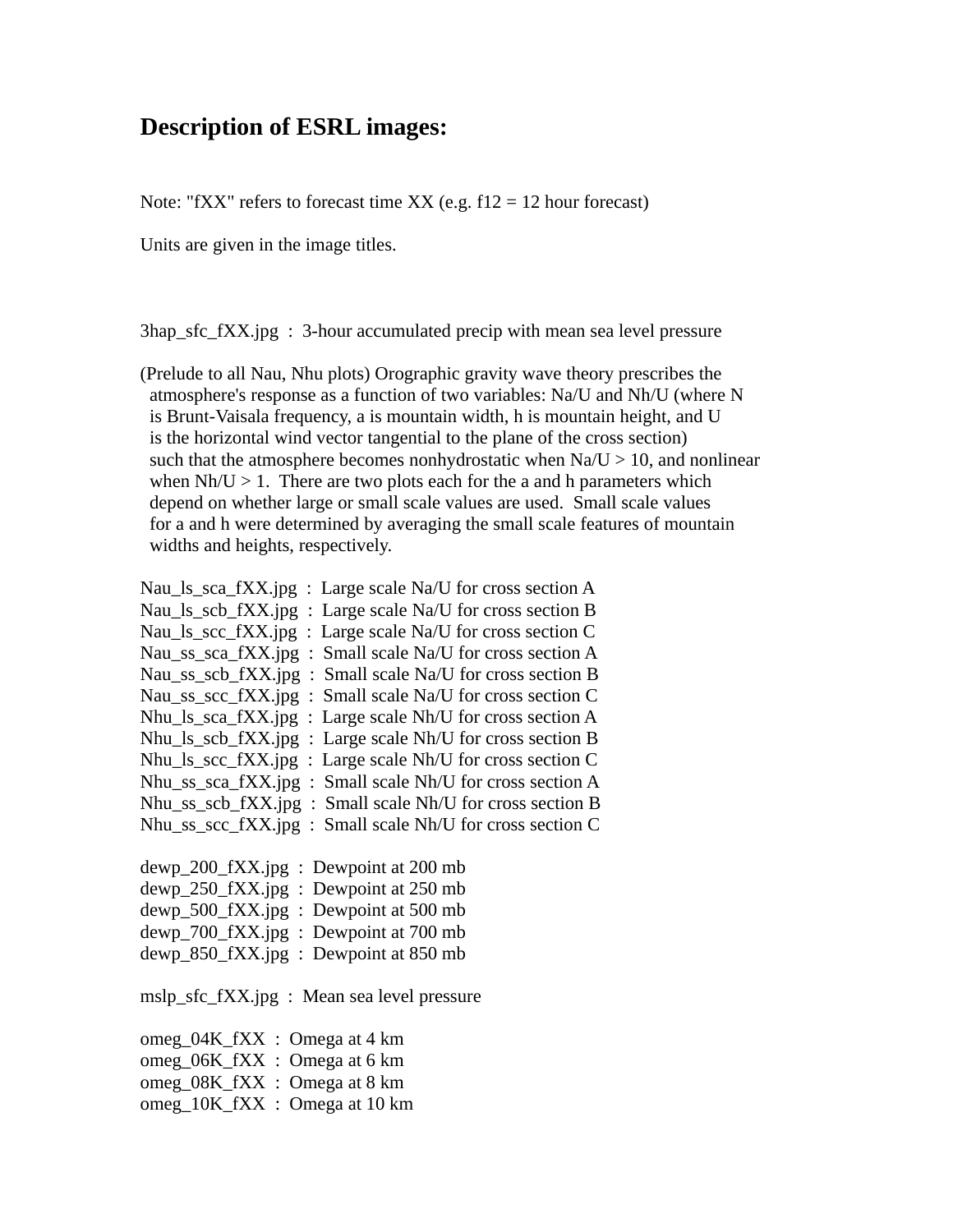# Description of ESRL images:

Note: "fXX" refers to forecast time XX (e.g. f12 = 12 hour forecast)

Units are given in the image titles.

3hap_sfc_fXX.jpg : 3-hour accumulated precip with mean sea level pressure

(Prelude to all Nau, Nhu plots) Orographic gravity wave theory prescribes the atmosphere's response as a function of two variables: Na/U and Nh/U (where N is Brunt-Vaisala frequency, a is mountain width, h is mountain height, and U is the horizontal wind vector tangential to the plane of the cross section) such that the atmosphere becomes nonhydrostatic when Na/U > 10, and nonlinear when Nh/U > 1. There are two plots each for the a and h parameters which depend on whether large or small scale values are used. Small scale values for a and h were determined by averaging the small scale features of mountain widths and heights, respectively.

Nau_ls_sca_fXX.jpg : Large scale Na/U for cross section A
Nau_ls_scb_fXX.jpg : Large scale Na/U for cross section B
Nau_ls_scc_fXX.jpg : Large scale Na/U for cross section C
Nau_ss_sca_fXX.jpg : Small scale Na/U for cross section A
Nau_ss_scb_fXX.jpg : Small scale Na/U for cross section B
Nau_ss_scc_fXX.jpg : Small scale Na/U for cross section C
Nhu_ls_sca_fXX.jpg : Large scale Nh/U for cross section A
Nhu_ls_scb_fXX.jpg : Large scale Nh/U for cross section B
Nhu_ls_scc_fXX.jpg : Large scale Nh/U for cross section C
Nhu_ss_sca_fXX.jpg : Small scale Nh/U for cross section A
Nhu_ss_scb_fXX.jpg : Small scale Nh/U for cross section B
Nhu_ss_scc_fXX.jpg : Small scale Nh/U for cross section C

dewp_200_fXX.jpg : Dewpoint at 200 mb
dewp_250_fXX.jpg : Dewpoint at 250 mb
dewp_500_fXX.jpg : Dewpoint at 500 mb
dewp_700_fXX.jpg : Dewpoint at 700 mb
dewp_850_fXX.jpg : Dewpoint at 850 mb

mslp_sfc_fXX.jpg : Mean sea level pressure

omeg_04K_fXX : Omega at 4 km
omeg_06K_fXX : Omega at 6 km
omeg_08K_fXX : Omega at 8 km
omeg_10K_fXX : Omega at 10 km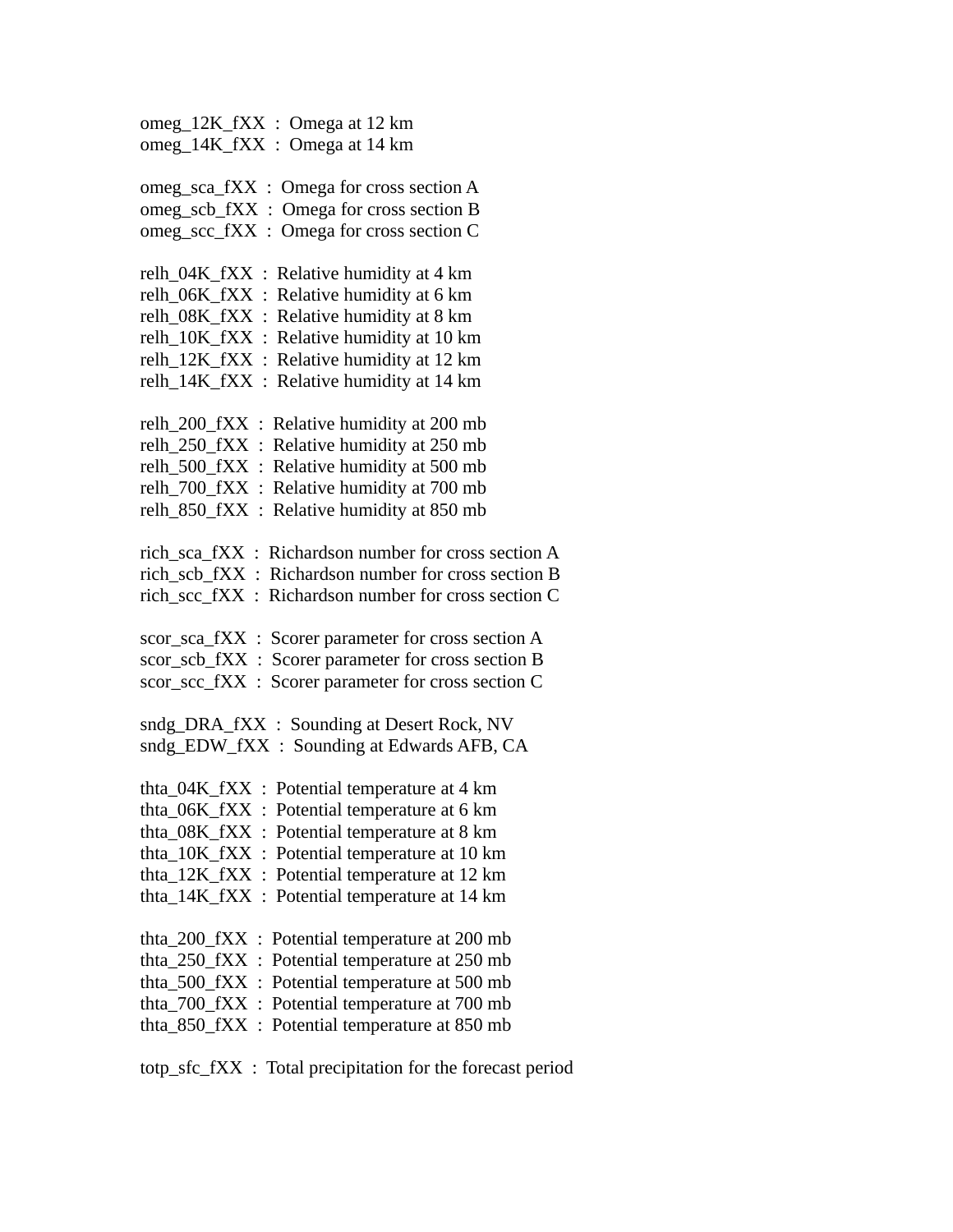omeg_12K_fXX  :  Omega at 12 km
omeg_14K_fXX  :  Omega at 14 km

omeg_sca_fXX  :  Omega for cross section A
omeg_scb_fXX  :  Omega for cross section B
omeg_scc_fXX  :  Omega for cross section C

relh_04K_fXX  :  Relative humidity at 4 km
relh_06K_fXX  :  Relative humidity at 6 km
relh_08K_fXX  :  Relative humidity at 8 km
relh_10K_fXX  :  Relative humidity at 10 km
relh_12K_fXX  :  Relative humidity at 12 km
relh_14K_fXX  :  Relative humidity at 14 km

relh_200_fXX  :  Relative humidity at 200 mb
relh_250_fXX  :  Relative humidity at 250 mb
relh_500_fXX  :  Relative humidity at 500 mb
relh_700_fXX  :  Relative humidity at 700 mb
relh_850_fXX  :  Relative humidity at 850 mb

rich_sca_fXX  :  Richardson number for cross section A
rich_scb_fXX  :  Richardson number for cross section B
rich_scc_fXX  :  Richardson number for cross section C

scor_sca_fXX  :  Scorer parameter for cross section A
scor_scb_fXX  :  Scorer parameter for cross section B
scor_scc_fXX  :  Scorer parameter for cross section C

sndg_DRA_fXX  :  Sounding at Desert Rock, NV
sndg_EDW_fXX  :  Sounding at Edwards AFB, CA

thta_04K_fXX  :  Potential temperature at 4 km
thta_06K_fXX  :  Potential temperature at 6 km
thta_08K_fXX  :  Potential temperature at 8 km
thta_10K_fXX  :  Potential temperature at 10 km
thta_12K_fXX  :  Potential temperature at 12 km
thta_14K_fXX  :  Potential temperature at 14 km

thta_200_fXX  :  Potential temperature at 200 mb
thta_250_fXX  :  Potential temperature at 250 mb
thta_500_fXX  :  Potential temperature at 500 mb
thta_700_fXX  :  Potential temperature at 700 mb
thta_850_fXX  :  Potential temperature at 850 mb

totp_sfc_fXX  :  Total precipitation for the forecast period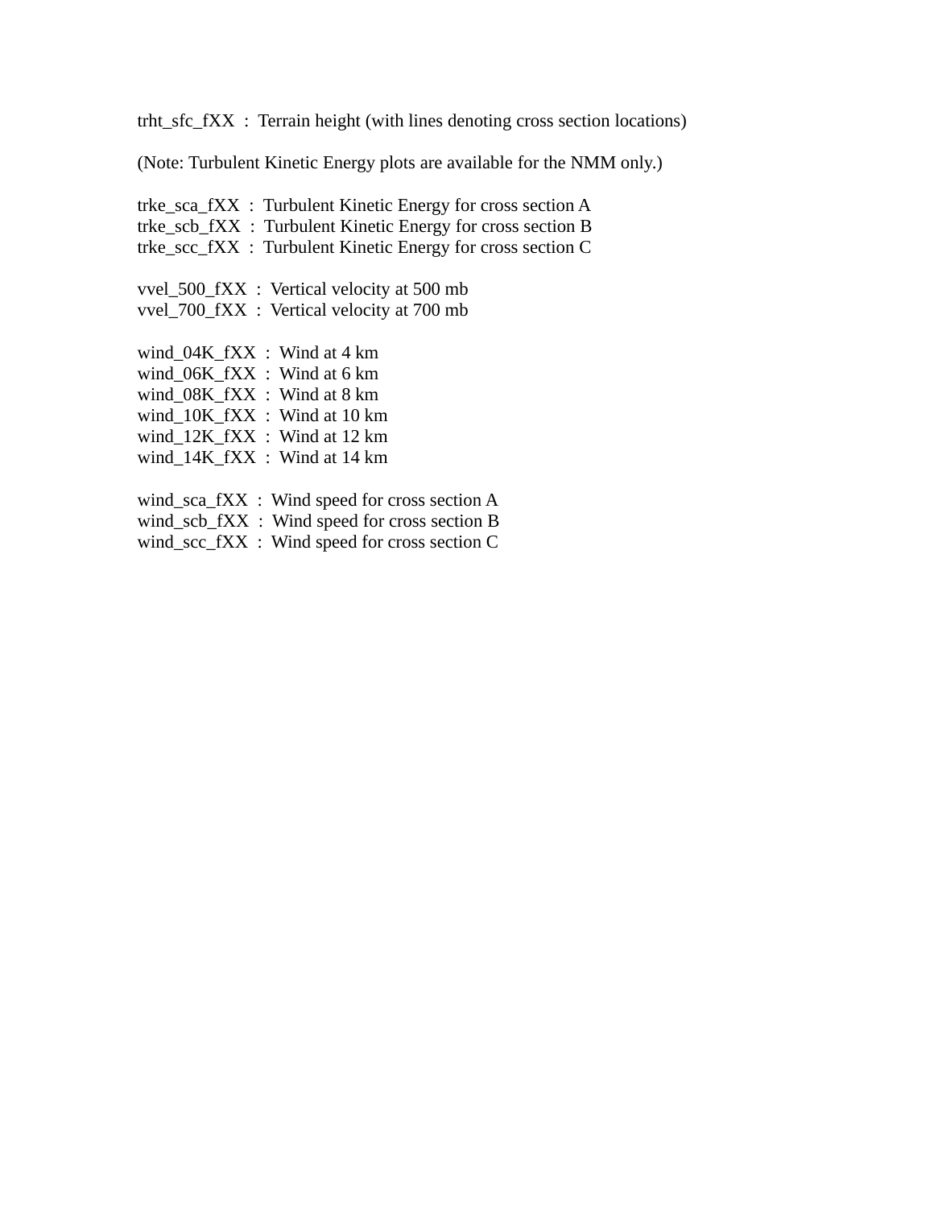trht_sfc_fXX  :  Terrain height (with lines denoting cross section locations)

(Note: Turbulent Kinetic Energy plots are available for the NMM only.)

trke_sca_fXX  :  Turbulent Kinetic Energy for cross section A
trke_scb_fXX  :  Turbulent Kinetic Energy for cross section B
trke_scc_fXX  :  Turbulent Kinetic Energy for cross section C

vvel_500_fXX  :  Vertical velocity at 500 mb
vvel_700_fXX  :  Vertical velocity at 700 mb

wind_04K_fXX  :  Wind at 4 km
wind_06K_fXX  :  Wind at 6 km
wind_08K_fXX  :  Wind at 8 km
wind_10K_fXX  :  Wind at 10 km
wind_12K_fXX  :  Wind at 12 km
wind_14K_fXX  :  Wind at 14 km

wind_sca_fXX  :  Wind speed for cross section A
wind_scb_fXX  :  Wind speed for cross section B
wind_scc_fXX  :  Wind speed for cross section C